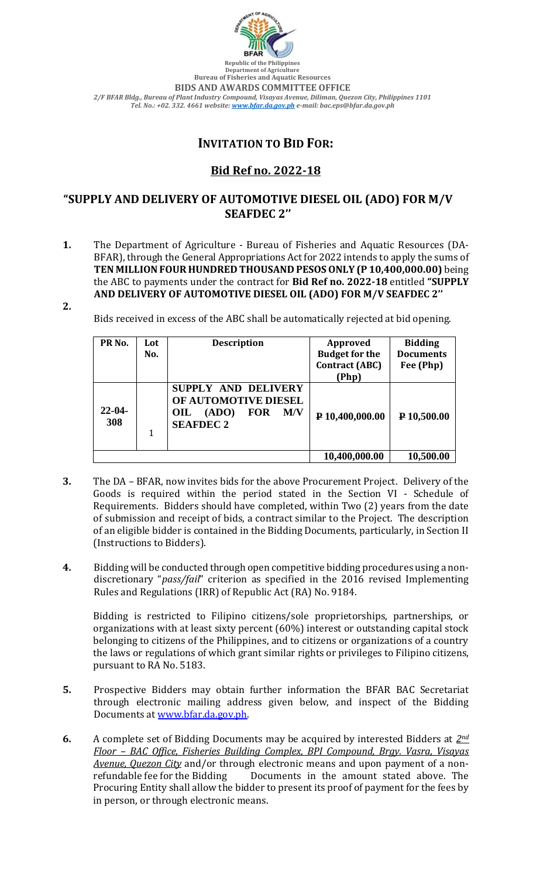Republic of the Philippines
Department of Agriculture
Bureau of Fisheries and Aquatic Resources
**BIDS AND AWARDS COMMITTEE OFFICE**
*2/F BFAR Bldg., Bureau of Plant Industry Compound, Visayas Avenue, Diliman, Quezon City, Philippines 1101*
*Tel. No.: +02. 332. 4661 website: www.bfar.da.gov.ph e-mail: bac.eps@bfar.da.gov.ph*

# INVITATION TO BID FOR:

## Bid Ref no. 2022-18

## "SUPPLY AND DELIVERY OF AUTOMOTIVE DIESEL OIL (ADO) FOR M/V SEAFDEC 2"

**1.** The Department of Agriculture - Bureau of Fisheries and Aquatic Resources (DA-BFAR), through the General Appropriations Act for 2022 intends to apply the sums of **TEN MILLION FOUR HUNDRED THOUSAND PESOS ONLY (P 10,400,000.00)** being the ABC to payments under the contract for **Bid Ref no. 2022-18** entitled **"SUPPLY AND DELIVERY OF AUTOMOTIVE DIESEL OIL (ADO) FOR M/V SEAFDEC 2"**

**2.** Bids received in excess of the ABC shall be automatically rejected at bid opening.

| PR No. | Lot No. | Description | Approved Budget for the Contract (ABC) (Php) | Bidding Documents Fee (Php) |
|---|---|---|---|---|
| 22-04-308 | 1 | SUPPLY AND DELIVERY OF AUTOMOTIVE DIESEL OIL (ADO) FOR M/V SEAFDEC 2 | ₱ 10,400,000.00 | ₱ 10,500.00 |
| | | | 10,400,000.00 | 10,500.00 |

**3.** The DA – BFAR, now invites bids for the above Procurement Project. Delivery of the Goods is required within the period stated in the Section VI - Schedule of Requirements. Bidders should have completed, within Two (2) years from the date of submission and receipt of bids, a contract similar to the Project. The description of an eligible bidder is contained in the Bidding Documents, particularly, in Section II (Instructions to Bidders).

**4.** Bidding will be conducted through open competitive bidding procedures using a non-discretionary "*pass/fail*" criterion as specified in the 2016 revised Implementing Rules and Regulations (IRR) of Republic Act (RA) No. 9184.

Bidding is restricted to Filipino citizens/sole proprietorships, partnerships, or organizations with at least sixty percent (60%) interest or outstanding capital stock belonging to citizens of the Philippines, and to citizens or organizations of a country the laws or regulations of which grant similar rights or privileges to Filipino citizens, pursuant to RA No. 5183.

**5.** Prospective Bidders may obtain further information the BFAR BAC Secretariat through electronic mailing address given below, and inspect of the Bidding Documents at www.bfar.da.gov.ph.

**6.** A complete set of Bidding Documents may be acquired by interested Bidders at *2nd Floor – BAC Office, Fisheries Building Complex, BPI Compound, Brgy. Vasra, Visayas Avenue, Quezon City* and/or through electronic means and upon payment of a non-refundable fee for the Bidding Documents in the amount stated above. The Procuring Entity shall allow the bidder to present its proof of payment for the fees by in person, or through electronic means.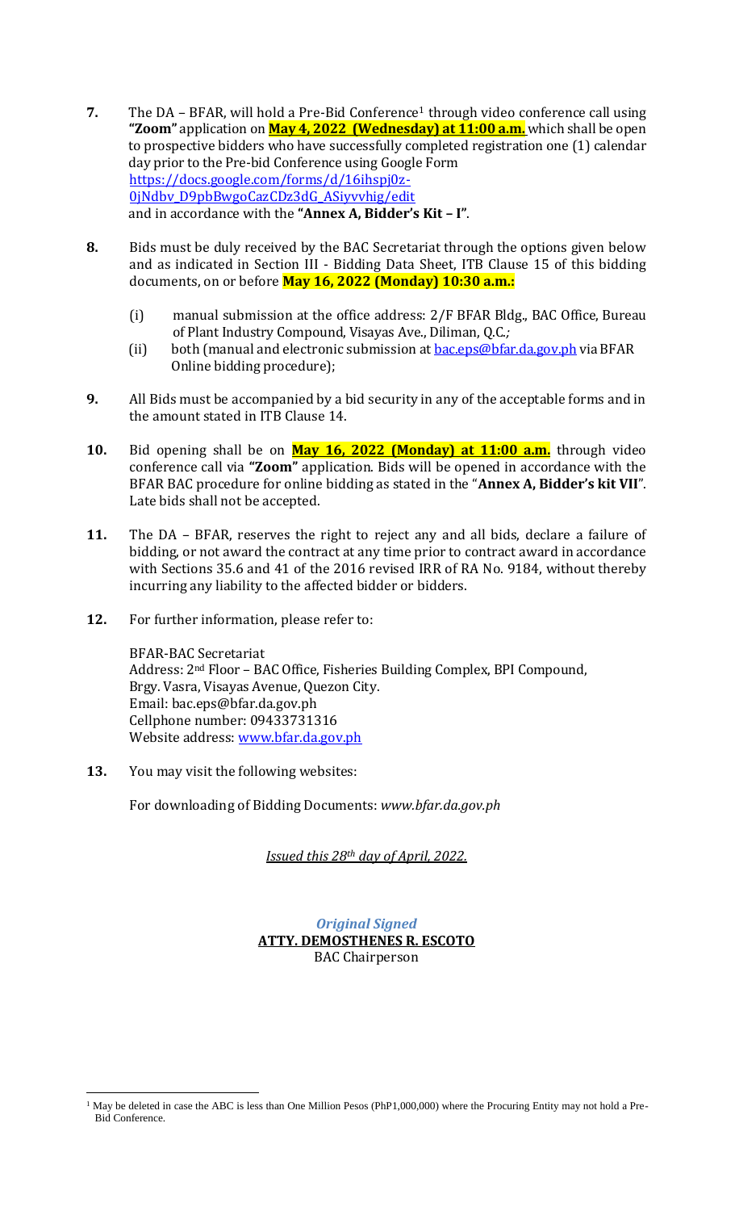7. The DA – BFAR, will hold a Pre-Bid Conference[1] through video conference call using **"Zoom"** application on **May 4, 2022 (Wednesday) at 11:00 a.m.** which shall be open to prospective bidders who have successfully completed registration one (1) calendar day prior to the Pre-bid Conference using Google Form https://docs.google.com/forms/d/16ihspj0z-0jNdbv_D9pbBwgoCazCDz3dG_ASiyvvhig/edit and in accordance with the **"Annex A, Bidder's Kit – I"**.

8. Bids must be duly received by the BAC Secretariat through the options given below and as indicated in Section III - Bidding Data Sheet, ITB Clause 15 of this bidding documents, on or before **May 16, 2022 (Monday) 10:30 a.m.:**

   (i) manual submission at the office address: 2/F BFAR Bldg., BAC Office, Bureau of Plant Industry Compound, Visayas Ave., Diliman, Q.C.*;*

   (ii) both (manual and electronic submission at bac.eps@bfar.da.gov.ph via BFAR Online bidding procedure);

9. All Bids must be accompanied by a bid security in any of the acceptable forms and in the amount stated in ITB Clause 14.

10. Bid opening shall be on **May 16, 2022 (Monday) at 11:00 a.m.** through video conference call via **"Zoom"** application. Bids will be opened in accordance with the BFAR BAC procedure for online bidding as stated in the "**Annex A, Bidder's kit VII**". Late bids shall not be accepted.

11. The DA – BFAR, reserves the right to reject any and all bids, declare a failure of bidding, or not award the contract at any time prior to contract award in accordance with Sections 35.6 and 41 of the 2016 revised IRR of RA No. 9184, without thereby incurring any liability to the affected bidder or bidders.

12. For further information, please refer to:

    BFAR-BAC Secretariat
    Address: 2nd Floor – BAC Office, Fisheries Building Complex, BPI Compound, Brgy. Vasra, Visayas Avenue, Quezon City.
    Email: bac.eps@bfar.da.gov.ph
    Cellphone number: 09433731316
    Website address: www.bfar.da.gov.ph

13. You may visit the following websites:

    For downloading of Bidding Documents: *www.bfar.da.gov.ph*

*Issued this 28th day of April, 2022.*

***Original Signed***
**ATTY. DEMOSTHENES R. ESCOTO**
BAC Chairperson

[1] May be deleted in case the ABC is less than One Million Pesos (PhP1,000,000) where the Procuring Entity may not hold a Pre-Bid Conference.